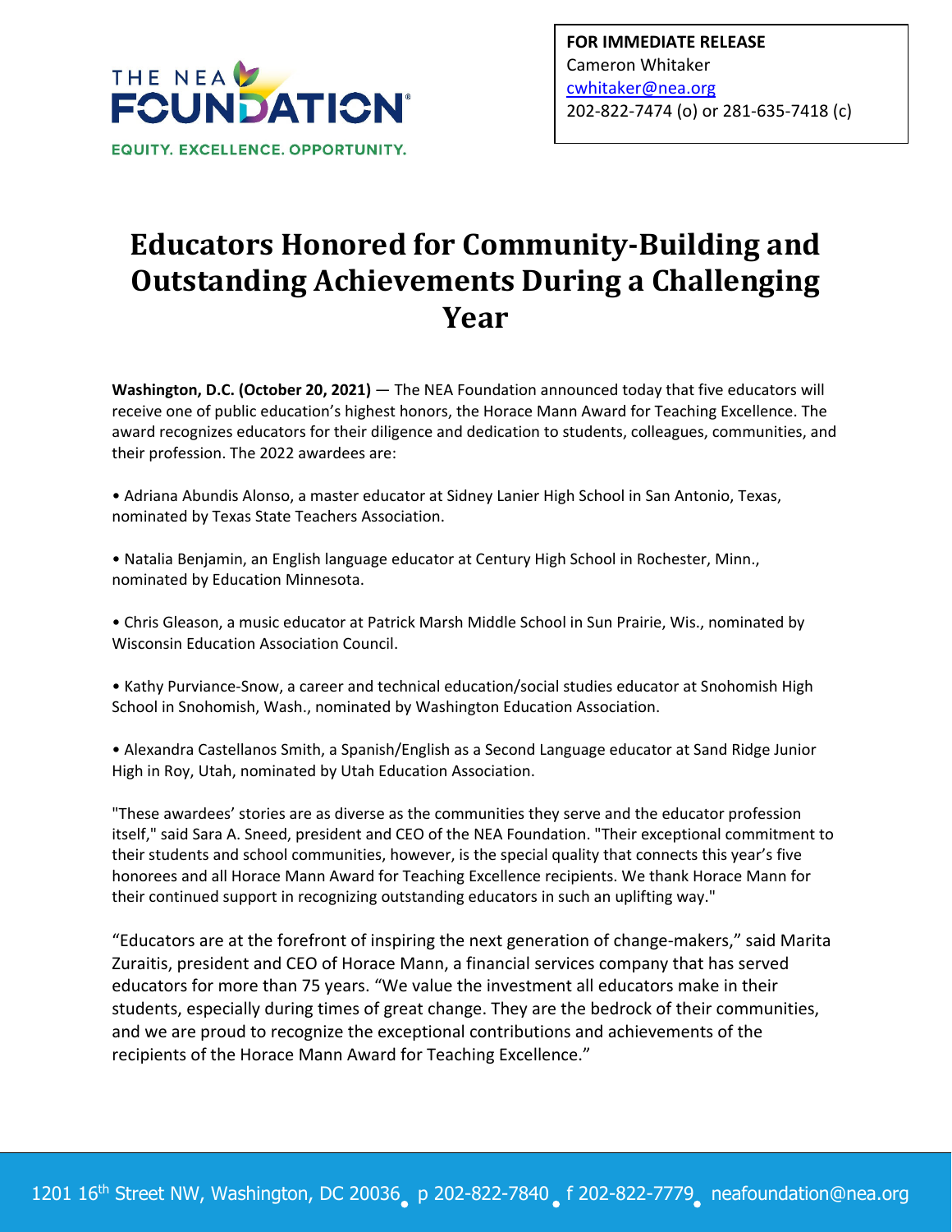THE NEA FOUNDATION

EQUITY. EXCELLENCE. OPPORTUNITY.

**FOR IMMEDIATE RELEASE**
Cameron Whitaker
cwhitaker@nea.org
202-822-7474 (o) or 281-635-7418 (c)

# Educators Honored for Community-Building and Outstanding Achievements During a Challenging Year

**Washington, D.C. (October 20, 2021)** — The NEA Foundation announced today that five educators will receive one of public education's highest honors, the Horace Mann Award for Teaching Excellence. The award recognizes educators for their diligence and dedication to students, colleagues, communities, and their profession. The 2022 awardees are:

• Adriana Abundis Alonso, a master educator at Sidney Lanier High School in San Antonio, Texas, nominated by Texas State Teachers Association.

• Natalia Benjamin, an English language educator at Century High School in Rochester, Minn., nominated by Education Minnesota.

• Chris Gleason, a music educator at Patrick Marsh Middle School in Sun Prairie, Wis., nominated by Wisconsin Education Association Council.

• Kathy Purviance-Snow, a career and technical education/social studies educator at Snohomish High School in Snohomish, Wash., nominated by Washington Education Association.

• Alexandra Castellanos Smith, a Spanish/English as a Second Language educator at Sand Ridge Junior High in Roy, Utah, nominated by Utah Education Association.

"These awardees' stories are as diverse as the communities they serve and the educator profession itself," said Sara A. Sneed, president and CEO of the NEA Foundation. "Their exceptional commitment to their students and school communities, however, is the special quality that connects this year's five honorees and all Horace Mann Award for Teaching Excellence recipients. We thank Horace Mann for their continued support in recognizing outstanding educators in such an uplifting way."

"Educators are at the forefront of inspiring the next generation of change-makers," said Marita Zuraitis, president and CEO of Horace Mann, a financial services company that has served educators for more than 75 years. "We value the investment all educators make in their students, especially during times of great change. They are the bedrock of their communities, and we are proud to recognize the exceptional contributions and achievements of the recipients of the Horace Mann Award for Teaching Excellence."

1201 16th Street NW, Washington, DC 20036 • p 202-822-7840 • f 202-822-7779 • neafoundation@nea.org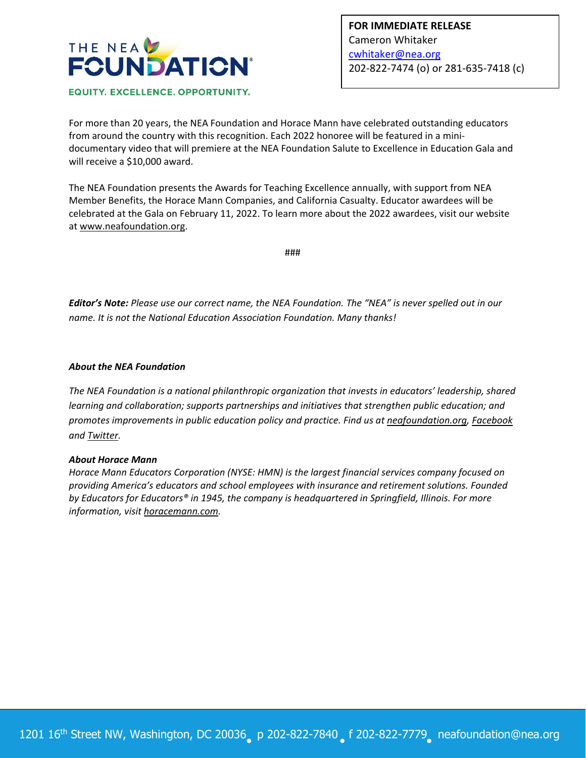**FOR IMMEDIATE RELEASE**
Cameron Whitaker
cwhitaker@nea.org
202-822-7474 (o) or 281-635-7418 (c)

For more than 20 years, the NEA Foundation and Horace Mann have celebrated outstanding educators from around the country with this recognition. Each 2022 honoree will be featured in a mini-documentary video that will premiere at the NEA Foundation Salute to Excellence in Education Gala and will receive a $10,000 award.

The NEA Foundation presents the Awards for Teaching Excellence annually, with support from NEA Member Benefits, the Horace Mann Companies, and California Casualty. Educator awardees will be celebrated at the Gala on February 11, 2022. To learn more about the 2022 awardees, visit our website at www.neafoundation.org.

###

***Editor's Note:*** *Please use our correct name, the NEA Foundation. The "NEA" is never spelled out in our name. It is not the National Education Association Foundation. Many thanks!*

***About the NEA Foundation***

*The NEA Foundation is a national philanthropic organization that invests in educators' leadership, shared learning and collaboration; supports partnerships and initiatives that strengthen public education; and promotes improvements in public education policy and practice. Find us at neafoundation.org, Facebook and Twitter.*

***About Horace Mann***

*Horace Mann Educators Corporation (NYSE: HMN) is the largest financial services company focused on providing America's educators and school employees with insurance and retirement solutions. Founded by Educators for Educators® in 1945, the company is headquartered in Springfield, Illinois. For more information, visit horacemann.com.*

1201 16th Street NW, Washington, DC 20036 • p 202-822-7840 • f 202-822-7779 • neafoundation@nea.org